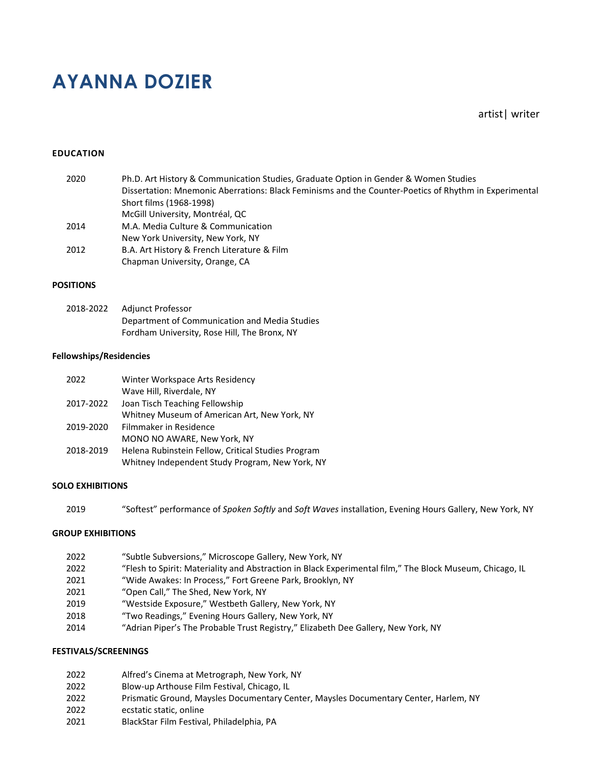# AYANNA DOZIER

artist| writer

## EDUCATION

| | |
|---|---|
| 2020 | Ph.D. Art History & Communication Studies, Graduate Option in Gender & Women Studies<br>Dissertation: Mnemonic Aberrations: Black Feminisms and the Counter-Poetics of Rhythm in Experimental Short films (1968-1998)<br>McGill University, Montréal, QC |
| 2014 | M.A. Media Culture & Communication<br>New York University, New York, NY |
| 2012 | B.A. Art History & French Literature & Film<br>Chapman University, Orange, CA |

## POSITIONS

| | |
|---|---|
| 2018-2022 | Adjunct Professor<br>Department of Communication and Media Studies<br>Fordham University, Rose Hill, The Bronx, NY |

## Fellowships/Residencies

| | |
|---|---|
| 2022 | Winter Workspace Arts Residency<br>Wave Hill, Riverdale, NY |
| 2017-2022 | Joan Tisch Teaching Fellowship<br>Whitney Museum of American Art, New York, NY |
| 2019-2020 | Filmmaker in Residence<br>MONO NO AWARE, New York, NY |
| 2018-2019 | Helena Rubinstein Fellow, Critical Studies Program<br>Whitney Independent Study Program, New York, NY |

## SOLO EXHIBITIONS

| | |
|---|---|
| 2019 | "Softest" performance of *Spoken Softly* and *Soft Waves* installation, Evening Hours Gallery, New York, NY |

## GROUP EXHIBITIONS

| | |
|---|---|
| 2022 | "Subtle Subversions," Microscope Gallery, New York, NY |
| 2022 | "Flesh to Spirit: Materiality and Abstraction in Black Experimental film," The Block Museum, Chicago, IL |
| 2021 | "Wide Awakes: In Process," Fort Greene Park, Brooklyn, NY |
| 2021 | "Open Call," The Shed, New York, NY |
| 2019 | "Westside Exposure," Westbeth Gallery, New York, NY |
| 2018 | "Two Readings," Evening Hours Gallery, New York, NY |
| 2014 | "Adrian Piper's The Probable Trust Registry," Elizabeth Dee Gallery, New York, NY |

## FESTIVALS/SCREENINGS

| | |
|---|---|
| 2022 | Alfred's Cinema at Metrograph, New York, NY |
| 2022 | Blow-up Arthouse Film Festival, Chicago, IL |
| 2022 | Prismatic Ground, Maysles Documentary Center, Maysles Documentary Center, Harlem, NY |
| 2022 | ecstatic static, online |
| 2021 | BlackStar Film Festival, Philadelphia, PA |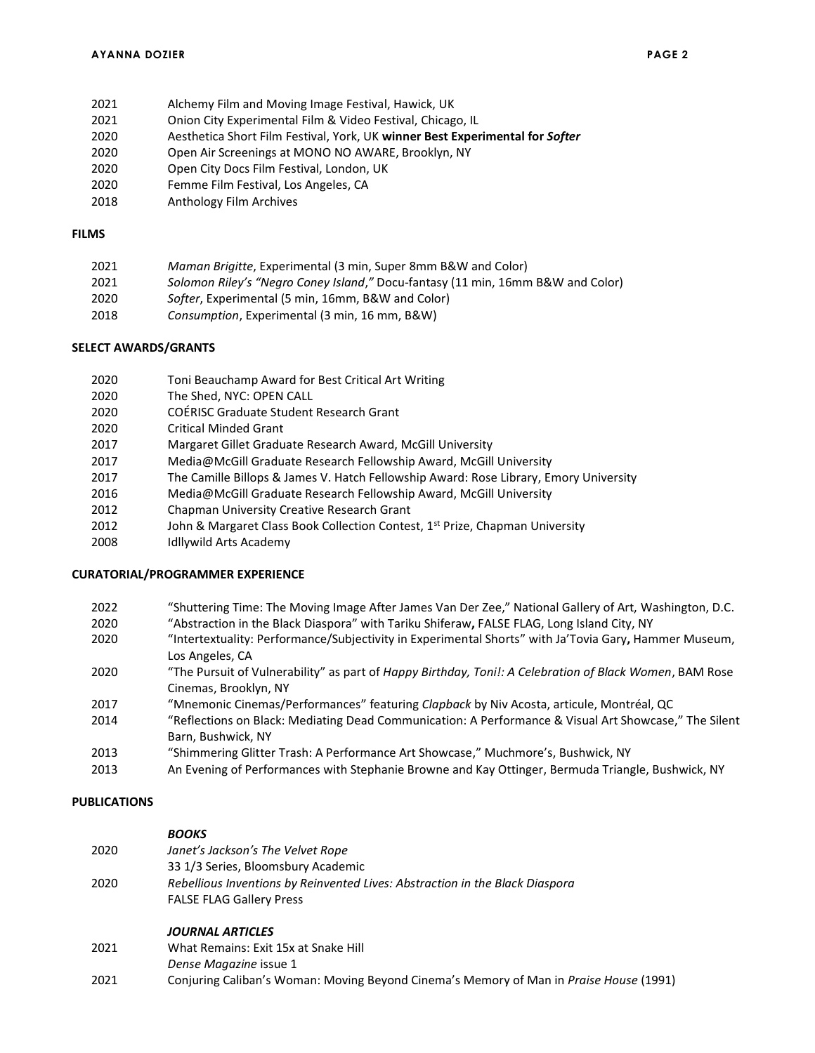2021 Alchemy Film and Moving Image Festival, Hawick, UK
2021 Onion City Experimental Film & Video Festival, Chicago, IL
2020 Aesthetica Short Film Festival, York, UK **winner Best Experimental for *Softer***
2020 Open Air Screenings at MONO NO AWARE, Brooklyn, NY
2020 Open City Docs Film Festival, London, UK
2020 Femme Film Festival, Los Angeles, CA
2018 Anthology Film Archives

## FILMS

2021 *Maman Brigitte*, Experimental (3 min, Super 8mm B&W and Color)
2021 *Solomon Riley's "Negro Coney Island,"* Docu-fantasy (11 min, 16mm B&W and Color)
2020 *Softer*, Experimental (5 min, 16mm, B&W and Color)
2018 *Consumption*, Experimental (3 min, 16 mm, B&W)

## SELECT AWARDS/GRANTS

2020 Toni Beauchamp Award for Best Critical Art Writing
2020 The Shed, NYC: OPEN CALL
2020 COÉRISC Graduate Student Research Grant
2020 Critical Minded Grant
2017 Margaret Gillet Graduate Research Award, McGill University
2017 Media@McGill Graduate Research Fellowship Award, McGill University
2017 The Camille Billops & James V. Hatch Fellowship Award: Rose Library, Emory University
2016 Media@McGill Graduate Research Fellowship Award, McGill University
2012 Chapman University Creative Research Grant
2012 John & Margaret Class Book Collection Contest, 1st Prize, Chapman University
2008 Idllywild Arts Academy

## CURATORIAL/PROGRAMMER EXPERIENCE

2022 "Shuttering Time: The Moving Image After James Van Der Zee," National Gallery of Art, Washington, D.C.
2020 "Abstraction in the Black Diaspora" with Tariku Shiferaw**,** FALSE FLAG, Long Island City, NY
2020 "Intertextuality: Performance/Subjectivity in Experimental Shorts" with Ja'Tovia Gary**,** Hammer Museum, Los Angeles, CA
2020 "The Pursuit of Vulnerability" as part of *Happy Birthday, Toni!: A Celebration of Black Women*, BAM Rose Cinemas, Brooklyn, NY
2017 "Mnemonic Cinemas/Performances" featuring *Clapback* by Niv Acosta, articule, Montréal, QC
2014 "Reflections on Black: Mediating Dead Communication: A Performance & Visual Art Showcase," The Silent Barn, Bushwick, NY
2013 "Shimmering Glitter Trash: A Performance Art Showcase," Muchmore's, Bushwick, NY
2013 An Evening of Performances with Stephanie Browne and Kay Ottinger, Bermuda Triangle, Bushwick, NY

## PUBLICATIONS

### *BOOKS*

2020 *Janet's Jackson's The Velvet Rope*
33 1/3 Series, Bloomsbury Academic
2020 *Rebellious Inventions by Reinvented Lives: Abstraction in the Black Diaspora*
FALSE FLAG Gallery Press

### *JOURNAL ARTICLES*

2021 What Remains: Exit 15x at Snake Hill
*Dense Magazine* issue 1
2021 Conjuring Caliban's Woman: Moving Beyond Cinema's Memory of Man in *Praise House* (1991)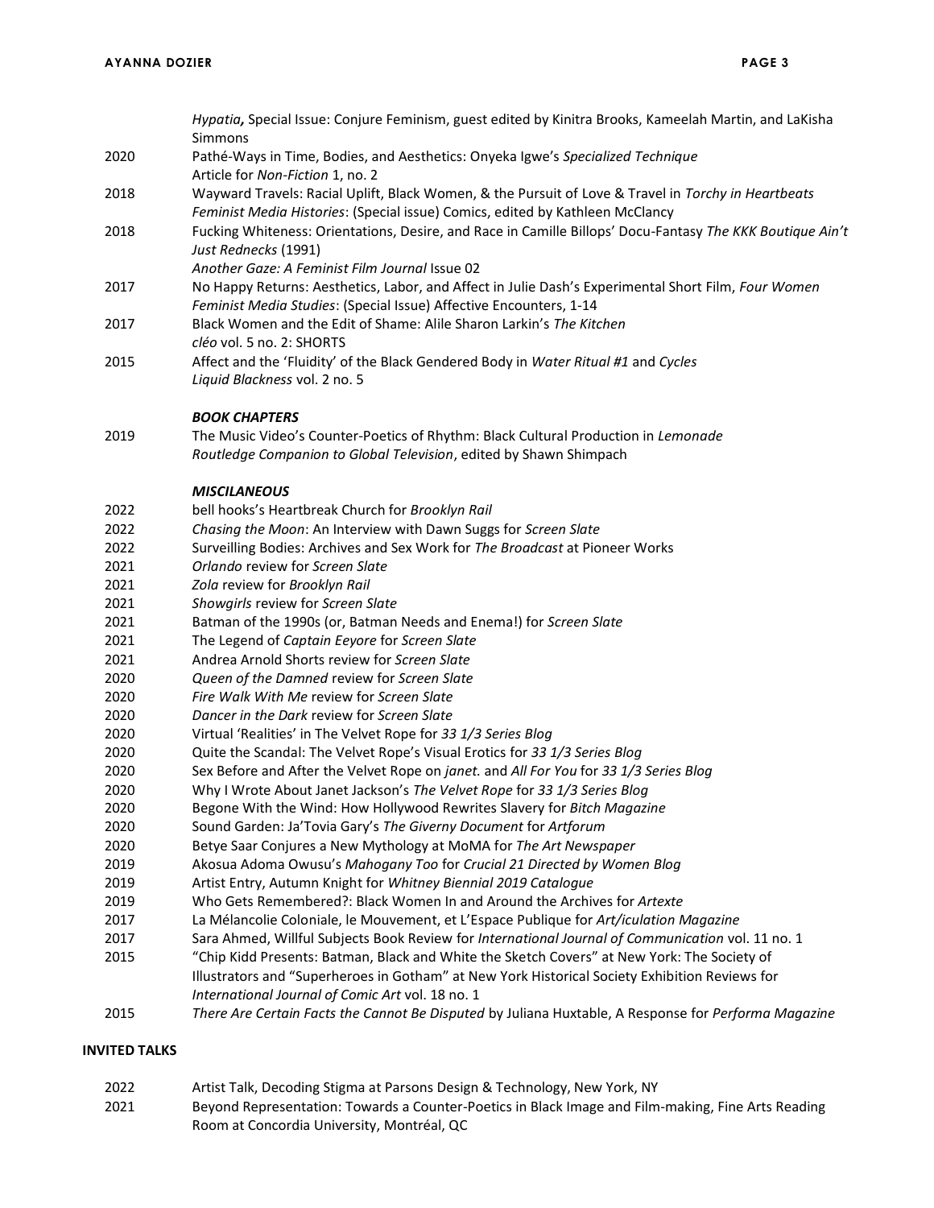| | |
|---|---|
| | *Hypatia,* Special Issue: Conjure Feminism, guest edited by Kinitra Brooks, Kameelah Martin, and LaKisha Simmons |
| 2020 | Pathé-Ways in Time, Bodies, and Aesthetics: Onyeka Igwe's *Specialized Technique*<br>Article for *Non-Fiction* 1, no. 2 |
| 2018 | Wayward Travels: Racial Uplift, Black Women, & the Pursuit of Love & Travel in *Torchy in Heartbeats*<br>*Feminist Media Histories*: (Special issue) Comics, edited by Kathleen McClancy |
| 2018 | Fucking Whiteness: Orientations, Desire, and Race in Camille Billops' Docu-Fantasy *The KKK Boutique Ain't Just Rednecks* (1991)<br>*Another Gaze: A Feminist Film Journal* Issue 02 |
| 2017 | No Happy Returns: Aesthetics, Labor, and Affect in Julie Dash's Experimental Short Film, *Four Women*<br>*Feminist Media Studies*: (Special Issue) Affective Encounters, 1-14 |
| 2017 | Black Women and the Edit of Shame: Alile Sharon Larkin's *The Kitchen*<br>*cléo* vol. 5 no. 2: SHORTS |
| 2015 | Affect and the 'Fluidity' of the Black Gendered Body in *Water Ritual #1* and *Cycles*<br>*Liquid Blackness* vol. 2 no. 5 |

### *BOOK CHAPTERS*

| | |
|---|---|
| 2019 | The Music Video's Counter-Poetics of Rhythm: Black Cultural Production in *Lemonade*<br>*Routledge Companion to Global Television*, edited by Shawn Shimpach |

### *MISCILANEOUS*

| | |
|---|---|
| 2022 | bell hooks's Heartbreak Church for *Brooklyn Rail* |
| 2022 | *Chasing the Moon*: An Interview with Dawn Suggs for *Screen Slate* |
| 2022 | Surveilling Bodies: Archives and Sex Work for *The Broadcast* at Pioneer Works |
| 2021 | *Orlando* review for *Screen Slate* |
| 2021 | *Zola* review for *Brooklyn Rail* |
| 2021 | *Showgirls* review for *Screen Slate* |
| 2021 | Batman of the 1990s (or, Batman Needs and Enema!) for *Screen Slate* |
| 2021 | The Legend of *Captain Eeyore* for *Screen Slate* |
| 2021 | Andrea Arnold Shorts review for *Screen Slate* |
| 2020 | *Queen of the Damned* review for *Screen Slate* |
| 2020 | *Fire Walk With Me* review for *Screen Slate* |
| 2020 | *Dancer in the Dark* review for *Screen Slate* |
| 2020 | Virtual 'Realities' in The Velvet Rope for *33 1/3 Series Blog* |
| 2020 | Quite the Scandal: The Velvet Rope's Visual Erotics for *33 1/3 Series Blog* |
| 2020 | Sex Before and After the Velvet Rope on *janet.* and *All For You* for *33 1/3 Series Blog* |
| 2020 | Why I Wrote About Janet Jackson's *The Velvet Rope* for *33 1/3 Series Blog* |
| 2020 | Begone With the Wind: How Hollywood Rewrites Slavery for *Bitch Magazine* |
| 2020 | Sound Garden: Ja'Tovia Gary's *The Giverny Document* for *Artforum* |
| 2020 | Betye Saar Conjures a New Mythology at MoMA for *The Art Newspaper* |
| 2019 | Akosua Adoma Owusu's *Mahogany Too* for *Crucial 21 Directed by Women Blog* |
| 2019 | Artist Entry, Autumn Knight for *Whitney Biennial 2019 Catalogue* |
| 2019 | Who Gets Remembered?: Black Women In and Around the Archives for *Artexte* |
| 2017 | La Mélancolie Coloniale, le Mouvement, et L'Espace Publique for *Art/iculation Magazine* |
| 2017 | Sara Ahmed, Willful Subjects Book Review for *International Journal of Communication* vol. 11 no. 1 |
| 2015 | "Chip Kidd Presents: Batman, Black and White the Sketch Covers" at New York: The Society of Illustrators and "Superheroes in Gotham" at New York Historical Society Exhibition Reviews for *International Journal of Comic Art* vol. 18 no. 1 |
| 2015 | *There Are Certain Facts the Cannot Be Disputed* by Juliana Huxtable, A Response for *Performa Magazine* |

## INVITED TALKS

| | |
|---|---|
| 2022 | Artist Talk, Decoding Stigma at Parsons Design & Technology, New York, NY |
| 2021 | Beyond Representation: Towards a Counter-Poetics in Black Image and Film-making, Fine Arts Reading Room at Concordia University, Montréal, QC |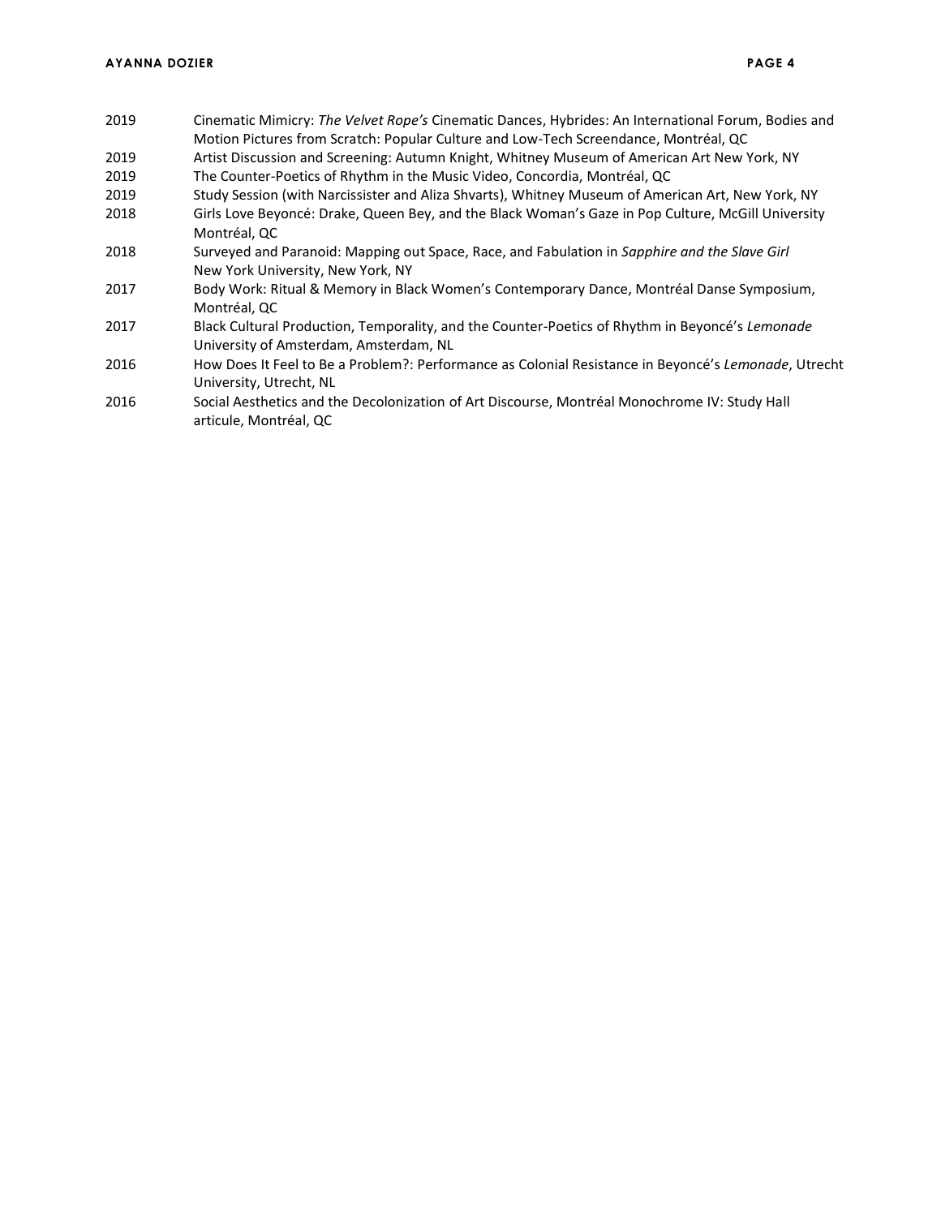2019 Cinematic Mimicry: *The Velvet Rope's* Cinematic Dances, Hybrides: An International Forum, Bodies and Motion Pictures from Scratch: Popular Culture and Low-Tech Screendance, Montréal, QC

2019 Artist Discussion and Screening: Autumn Knight, Whitney Museum of American Art New York, NY

2019 The Counter-Poetics of Rhythm in the Music Video, Concordia, Montréal, QC

2019 Study Session (with Narcissister and Aliza Shvarts), Whitney Museum of American Art, New York, NY

2018 Girls Love Beyoncé: Drake, Queen Bey, and the Black Woman's Gaze in Pop Culture, McGill University Montréal, QC

2018 Surveyed and Paranoid: Mapping out Space, Race, and Fabulation in *Sapphire and the Slave Girl* New York University, New York, NY

2017 Body Work: Ritual & Memory in Black Women's Contemporary Dance, Montréal Danse Symposium, Montréal, QC

2017 Black Cultural Production, Temporality, and the Counter-Poetics of Rhythm in Beyoncé's *Lemonade* University of Amsterdam, Amsterdam, NL

2016 How Does It Feel to Be a Problem?: Performance as Colonial Resistance in Beyoncé's *Lemonade*, Utrecht University, Utrecht, NL

2016 Social Aesthetics and the Decolonization of Art Discourse, Montréal Monochrome IV: Study Hall articule, Montréal, QC